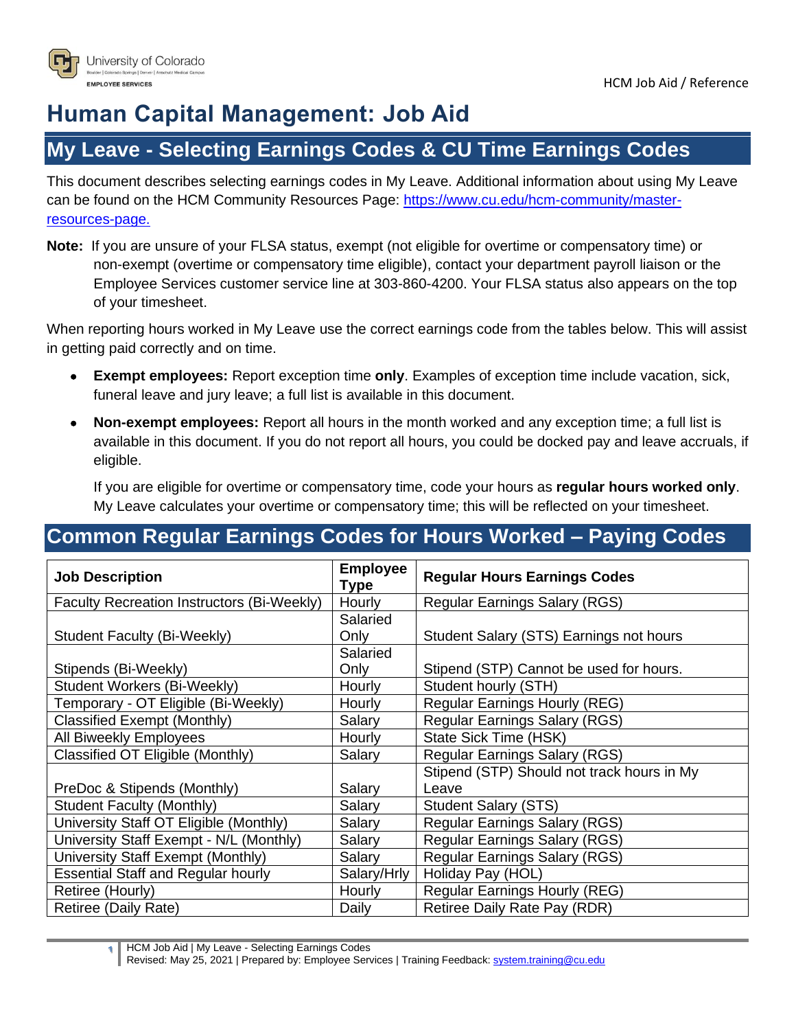# Human Capital Management: Job Aid

## My Leave - Selecting Earnings Codes & CU Time Earnings Codes

This document describes selecting earnings codes in My Leave. Additional information about using My Leave can be found on the HCM Community Resources Page: https://www.cu.edu/hcm-community/master-resources-page.

**Note:** If you are unsure of your FLSA status, exempt (not eligible for overtime or compensatory time) or non-exempt (overtime or compensatory time eligible), contact your department payroll liaison or the Employee Services customer service line at 303-860-4200. Your FLSA status also appears on the top of your timesheet.

When reporting hours worked in My Leave use the correct earnings code from the tables below. This will assist in getting paid correctly and on time.

- **Exempt employees:** Report exception time **only**. Examples of exception time include vacation, sick, funeral leave and jury leave; a full list is available in this document.
- **Non-exempt employees:** Report all hours in the month worked and any exception time; a full list is available in this document. If you do not report all hours, you could be docked pay and leave accruals, if eligible.

  If you are eligible for overtime or compensatory time, code your hours as **regular hours worked only**. My Leave calculates your overtime or compensatory time; this will be reflected on your timesheet.

## Common Regular Earnings Codes for Hours Worked – Paying Codes

| Job Description | Employee Type | Regular Hours Earnings Codes |
|---|---|---|
| Faculty Recreation Instructors (Bi-Weekly) | Hourly | Regular Earnings Salary (RGS) |
| Student Faculty (Bi-Weekly) | Salaried Only | Student Salary (STS) Earnings not hours |
| Stipends (Bi-Weekly) | Salaried Only | Stipend (STP) Cannot be used for hours. |
| Student Workers (Bi-Weekly) | Hourly | Student hourly (STH) |
| Temporary - OT Eligible (Bi-Weekly) | Hourly | Regular Earnings Hourly (REG) |
| Classified Exempt (Monthly) | Salary | Regular Earnings Salary (RGS) |
| All Biweekly Employees | Hourly | State Sick Time (HSK) |
| Classified OT Eligible (Monthly) | Salary | Regular Earnings Salary (RGS) |
| PreDoc & Stipends (Monthly) | Salary | Stipend (STP) Should not track hours in My Leave |
| Student Faculty (Monthly) | Salary | Student Salary (STS) |
| University Staff OT Eligible (Monthly) | Salary | Regular Earnings Salary (RGS) |
| University Staff Exempt - N/L (Monthly) | Salary | Regular Earnings Salary (RGS) |
| University Staff Exempt (Monthly) | Salary | Regular Earnings Salary (RGS) |
| Essential Staff and Regular hourly | Salary/Hrly | Holiday Pay (HOL) |
| Retiree (Hourly) | Hourly | Regular Earnings Hourly (REG) |
| Retiree (Daily Rate) | Daily | Retiree Daily Rate Pay (RDR) |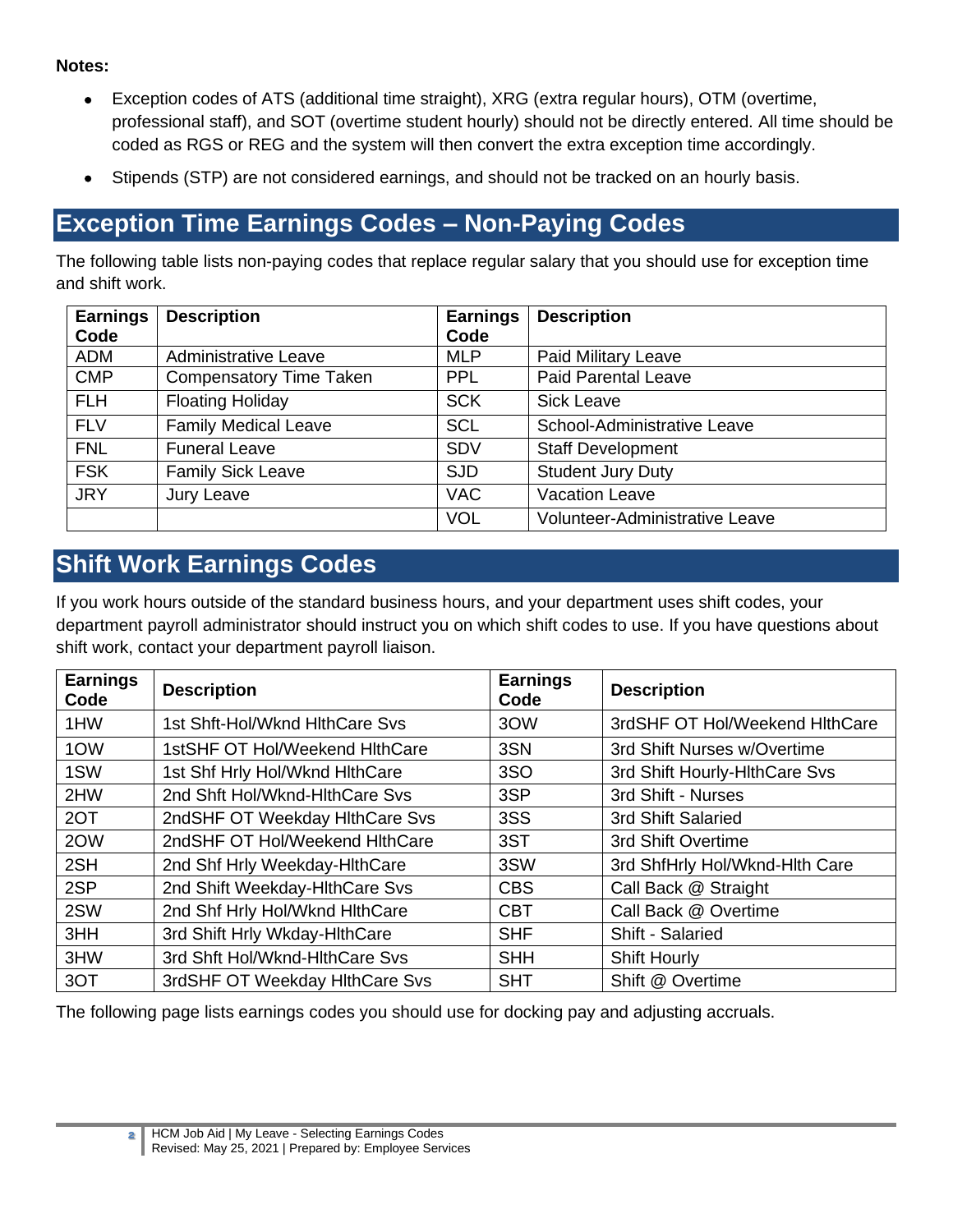**Notes:**

- Exception codes of ATS (additional time straight), XRG (extra regular hours), OTM (overtime, professional staff), and SOT (overtime student hourly) should not be directly entered. All time should be coded as RGS or REG and the system will then convert the extra exception time accordingly.
- Stipends (STP) are not considered earnings, and should not be tracked on an hourly basis.

## Exception Time Earnings Codes – Non-Paying Codes

The following table lists non-paying codes that replace regular salary that you should use for exception time and shift work.

| Earnings Code | Description | Earnings Code | Description |
|---|---|---|---|
| ADM | Administrative Leave | MLP | Paid Military Leave |
| CMP | Compensatory Time Taken | PPL | Paid Parental Leave |
| FLH | Floating Holiday | SCK | Sick Leave |
| FLV | Family Medical Leave | SCL | School-Administrative Leave |
| FNL | Funeral Leave | SDV | Staff Development |
| FSK | Family Sick Leave | SJD | Student Jury Duty |
| JRY | Jury Leave | VAC | Vacation Leave |
| | | VOL | Volunteer-Administrative Leave |

## Shift Work Earnings Codes

If you work hours outside of the standard business hours, and your department uses shift codes, your department payroll administrator should instruct you on which shift codes to use. If you have questions about shift work, contact your department payroll liaison.

| Earnings Code | Description | Earnings Code | Description |
|---|---|---|---|
| 1HW | 1st Shft-Hol/Wknd HlthCare Svs | 3OW | 3rdSHF OT Hol/Weekend HlthCare |
| 1OW | 1stSHF OT Hol/Weekend HlthCare | 3SN | 3rd Shift Nurses w/Overtime |
| 1SW | 1st Shf Hrly Hol/Wknd HlthCare | 3SO | 3rd Shift Hourly-HlthCare Svs |
| 2HW | 2nd Shft Hol/Wknd-HlthCare Svs | 3SP | 3rd Shift - Nurses |
| 2OT | 2ndSHF OT Weekday HlthCare Svs | 3SS | 3rd Shift Salaried |
| 2OW | 2ndSHF OT Hol/Weekend HlthCare | 3ST | 3rd Shift Overtime |
| 2SH | 2nd Shf Hrly Weekday-HlthCare | 3SW | 3rd ShfHrly Hol/Wknd-Hlth Care |
| 2SP | 2nd Shift Weekday-HlthCare Svs | CBS | Call Back @ Straight |
| 2SW | 2nd Shf Hrly Hol/Wknd HlthCare | CBT | Call Back @ Overtime |
| 3HH | 3rd Shift Hrly Wkday-HlthCare | SHF | Shift - Salaried |
| 3HW | 3rd Shft Hol/Wknd-HlthCare Svs | SHH | Shift Hourly |
| 3OT | 3rdSHF OT Weekday HlthCare Svs | SHT | Shift @ Overtime |

The following page lists earnings codes you should use for docking pay and adjusting accruals.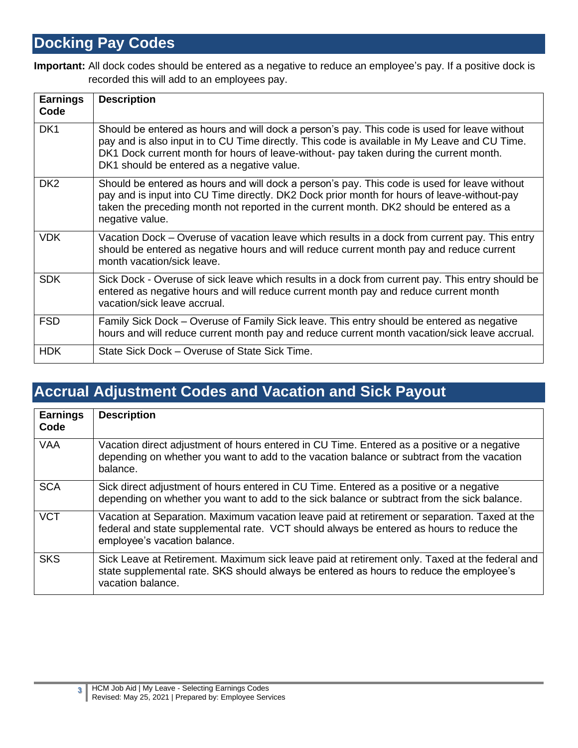## Docking Pay Codes

**Important:** All dock codes should be entered as a negative to reduce an employee's pay. If a positive dock is recorded this will add to an employees pay.

| Earnings Code | Description |
|---|---|
| DK1 | Should be entered as hours and will dock a person's pay. This code is used for leave without pay and is also input in to CU Time directly. This code is available in My Leave and CU Time. DK1 Dock current month for hours of leave-without- pay taken during the current month. DK1 should be entered as a negative value. |
| DK2 | Should be entered as hours and will dock a person's pay. This code is used for leave without pay and is input into CU Time directly. DK2 Dock prior month for hours of leave-without-pay taken the preceding month not reported in the current month. DK2 should be entered as a negative value. |
| VDK | Vacation Dock – Overuse of vacation leave which results in a dock from current pay. This entry should be entered as negative hours and will reduce current month pay and reduce current month vacation/sick leave. |
| SDK | Sick Dock - Overuse of sick leave which results in a dock from current pay. This entry should be entered as negative hours and will reduce current month pay and reduce current month vacation/sick leave accrual. |
| FSD | Family Sick Dock – Overuse of Family Sick leave. This entry should be entered as negative hours and will reduce current month pay and reduce current month vacation/sick leave accrual. |
| HDK | State Sick Dock – Overuse of State Sick Time. |

## Accrual Adjustment Codes and Vacation and Sick Payout

| Earnings Code | Description |
|---|---|
| VAA | Vacation direct adjustment of hours entered in CU Time. Entered as a positive or a negative depending on whether you want to add to the vacation balance or subtract from the vacation balance. |
| SCA | Sick direct adjustment of hours entered in CU Time. Entered as a positive or a negative depending on whether you want to add to the sick balance or subtract from the sick balance. |
| VCT | Vacation at Separation. Maximum vacation leave paid at retirement or separation. Taxed at the federal and state supplemental rate. VCT should always be entered as hours to reduce the employee's vacation balance. |
| SKS | Sick Leave at Retirement. Maximum sick leave paid at retirement only. Taxed at the federal and state supplemental rate. SKS should always be entered as hours to reduce the employee's vacation balance. |